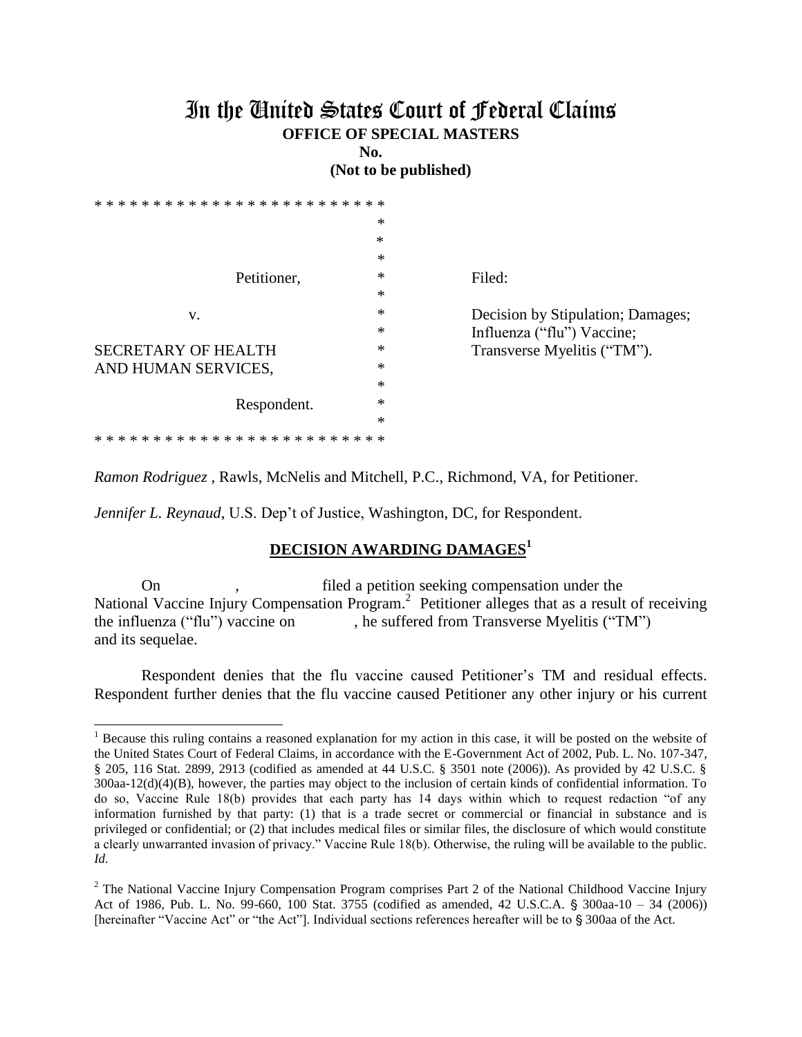# In the United States Court of Federal Claims

**OFFICE OF SPECIAL MASTERS**

**No.**

**(Not to be published)**

```
* * * * * * * * * * * * * * * * * * * * * * * *
                                              *
                                              *
                                              *
                    Petitioner,               *        Filed:
                                              *
          v.                                  *        Decision by Stipulation; Damages;
                                              *        Influenza ("flu") Vaccine;
SECRETARY OF HEALTH                           *        Transverse Myelitis ("TM").
AND HUMAN SERVICES,                           *
                                              *
                    Respondent.               *
                                              *
* * * * * * * * * * * * * * * * * * * * * * * *
```

*Ramon Rodriguez* , Rawls, McNelis and Mitchell, P.C., Richmond, VA, for Petitioner.

*Jennifer L. Reynaud*, U.S. Dep't of Justice, Washington, DC, for Respondent.

**DECISION AWARDING DAMAGES[1]**

On , filed a petition seeking compensation under the National Vaccine Injury Compensation Program.[2] Petitioner alleges that as a result of receiving the influenza ("flu") vaccine on , he suffered from Transverse Myelitis ("TM") and its sequelae.

Respondent denies that the flu vaccine caused Petitioner's TM and residual effects. Respondent further denies that the flu vaccine caused Petitioner any other injury or his current

---

[1] Because this ruling contains a reasoned explanation for my action in this case, it will be posted on the website of the United States Court of Federal Claims, in accordance with the E-Government Act of 2002, Pub. L. No. 107-347, § 205, 116 Stat. 2899, 2913 (codified as amended at 44 U.S.C. § 3501 note (2006)). As provided by 42 U.S.C. § 300aa-12(d)(4)(B), however, the parties may object to the inclusion of certain kinds of confidential information. To do so, Vaccine Rule 18(b) provides that each party has 14 days within which to request redaction "of any information furnished by that party: (1) that is a trade secret or commercial or financial in substance and is privileged or confidential; or (2) that includes medical files or similar files, the disclosure of which would constitute a clearly unwarranted invasion of privacy." Vaccine Rule 18(b). Otherwise, the ruling will be available to the public. *Id.*

[2] The National Vaccine Injury Compensation Program comprises Part 2 of the National Childhood Vaccine Injury Act of 1986, Pub. L. No. 99-660, 100 Stat. 3755 (codified as amended, 42 U.S.C.A. § 300aa-10 – 34 (2006)) [hereinafter "Vaccine Act" or "the Act"]. Individual sections references hereafter will be to § 300aa of the Act.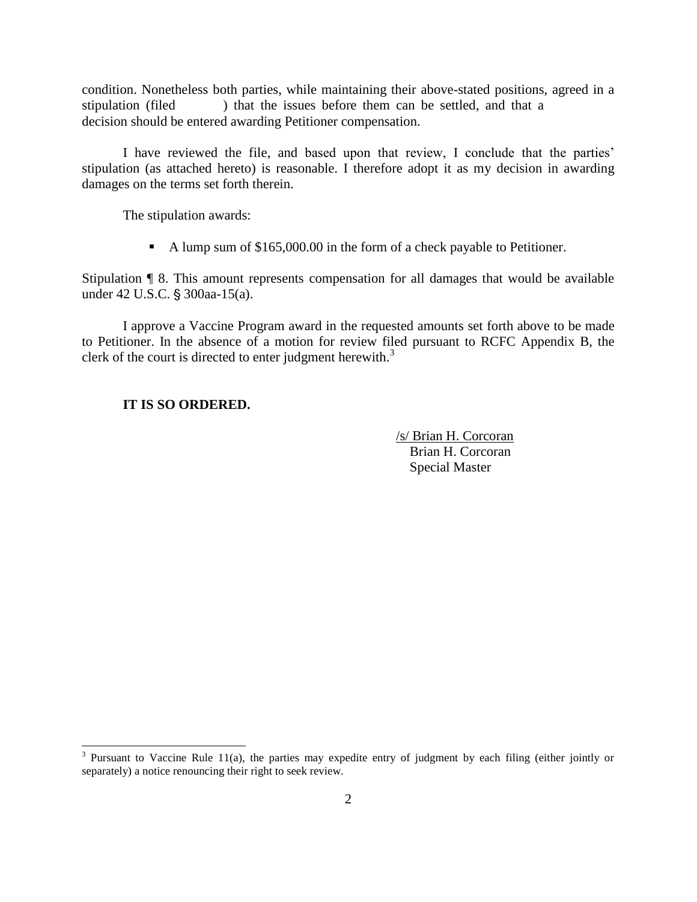condition. Nonetheless both parties, while maintaining their above-stated positions, agreed in a stipulation (filed ) that the issues before them can be settled, and that a decision should be entered awarding Petitioner compensation.

I have reviewed the file, and based upon that review, I conclude that the parties' stipulation (as attached hereto) is reasonable. I therefore adopt it as my decision in awarding damages on the terms set forth therein.

The stipulation awards:

- A lump sum of $165,000.00 in the form of a check payable to Petitioner.

Stipulation ¶ 8. This amount represents compensation for all damages that would be available under 42 U.S.C. § 300aa-15(a).

I approve a Vaccine Program award in the requested amounts set forth above to be made to Petitioner. In the absence of a motion for review filed pursuant to RCFC Appendix B, the clerk of the court is directed to enter judgment herewith.[3]

**IT IS SO ORDERED.**

/s/ Brian H. Corcoran
Brian H. Corcoran
Special Master

[3] Pursuant to Vaccine Rule 11(a), the parties may expedite entry of judgment by each filing (either jointly or separately) a notice renouncing their right to seek review.